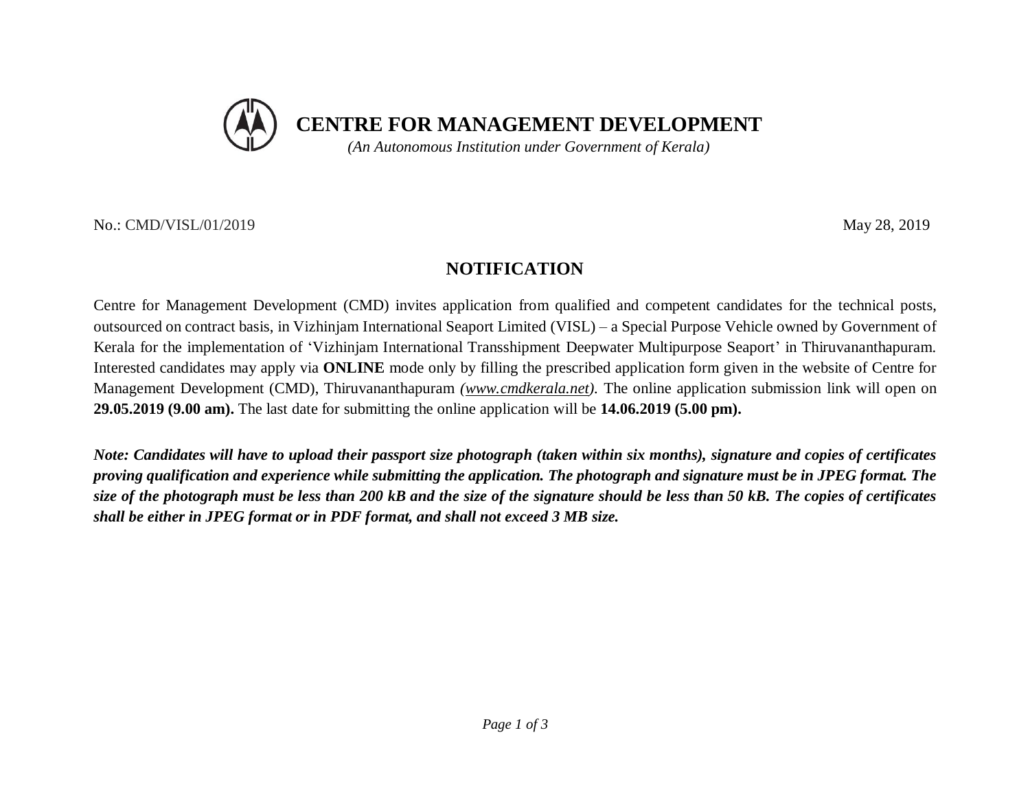# CENTRE FOR MANAGEMENT DEVELOPMENT

*(An Autonomous Institution under Government of Kerala)*

No.: CMD/VISL/01/2019 May 28, 2019

## NOTIFICATION

Centre for Management Development (CMD) invites application from qualified and competent candidates for the technical posts, outsourced on contract basis, in Vizhinjam International Seaport Limited (VISL) – a Special Purpose Vehicle owned by Government of Kerala for the implementation of 'Vizhinjam International Transshipment Deepwater Multipurpose Seaport' in Thiruvananthapuram. Interested candidates may apply via **ONLINE** mode only by filling the prescribed application form given in the website of Centre for Management Development (CMD), Thiruvananthapuram *(www.cmdkerala.net)*. The online application submission link will open on **29.05.2019 (9.00 am).** The last date for submitting the online application will be **14.06.2019 (5.00 pm).**

***Note: Candidates will have to upload their passport size photograph (taken within six months), signature and copies of certificates proving qualification and experience while submitting the application. The photograph and signature must be in JPEG format. The size of the photograph must be less than 200 kB and the size of the signature should be less than 50 kB. The copies of certificates shall be either in JPEG format or in PDF format, and shall not exceed 3 MB size.***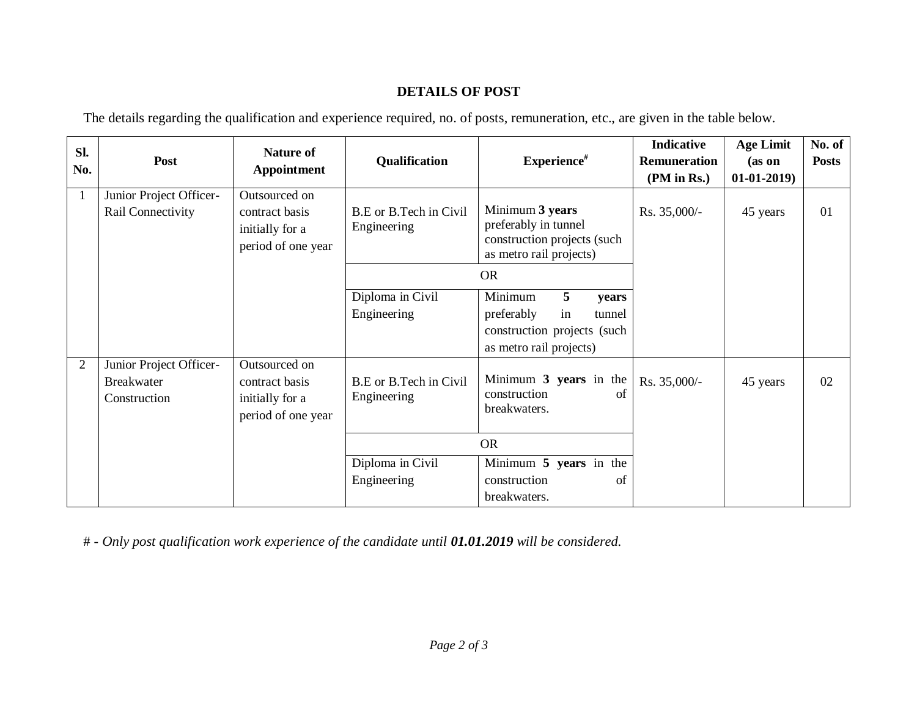## DETAILS OF POST

The details regarding the qualification and experience required, no. of posts, remuneration, etc., are given in the table below.

| Sl. No. | Post | Nature of Appointment | Qualification | Experience[#] | Indicative Remuneration (PM in Rs.) | Age Limit (as on 01-01-2019) | No. of Posts |
|---|---|---|---|---|---|---|---|
| 1 | Junior Project Officer- Rail Connectivity | Outsourced on contract basis initially for a period of one year | B.E or B.Tech in Civil Engineering | Minimum **3 years** preferably in tunnel construction projects (such as metro rail projects) | Rs. 35,000/- | 45 years | 01 |
| | | | OR | | | | |
| | | | Diploma in Civil Engineering | Minimum **5 years** preferably in tunnel construction projects (such as metro rail projects) | | | |
| 2 | Junior Project Officer- Breakwater Construction | Outsourced on contract basis initially for a period of one year | B.E or B.Tech in Civil Engineering | Minimum **3 years** in the construction of breakwaters. | Rs. 35,000/- | 45 years | 02 |
| | | | OR | | | | |
| | | | Diploma in Civil Engineering | Minimum **5 years** in the construction of breakwaters. | | | |

# - *Only post qualification work experience of the candidate until **01.01.2019** will be considered.*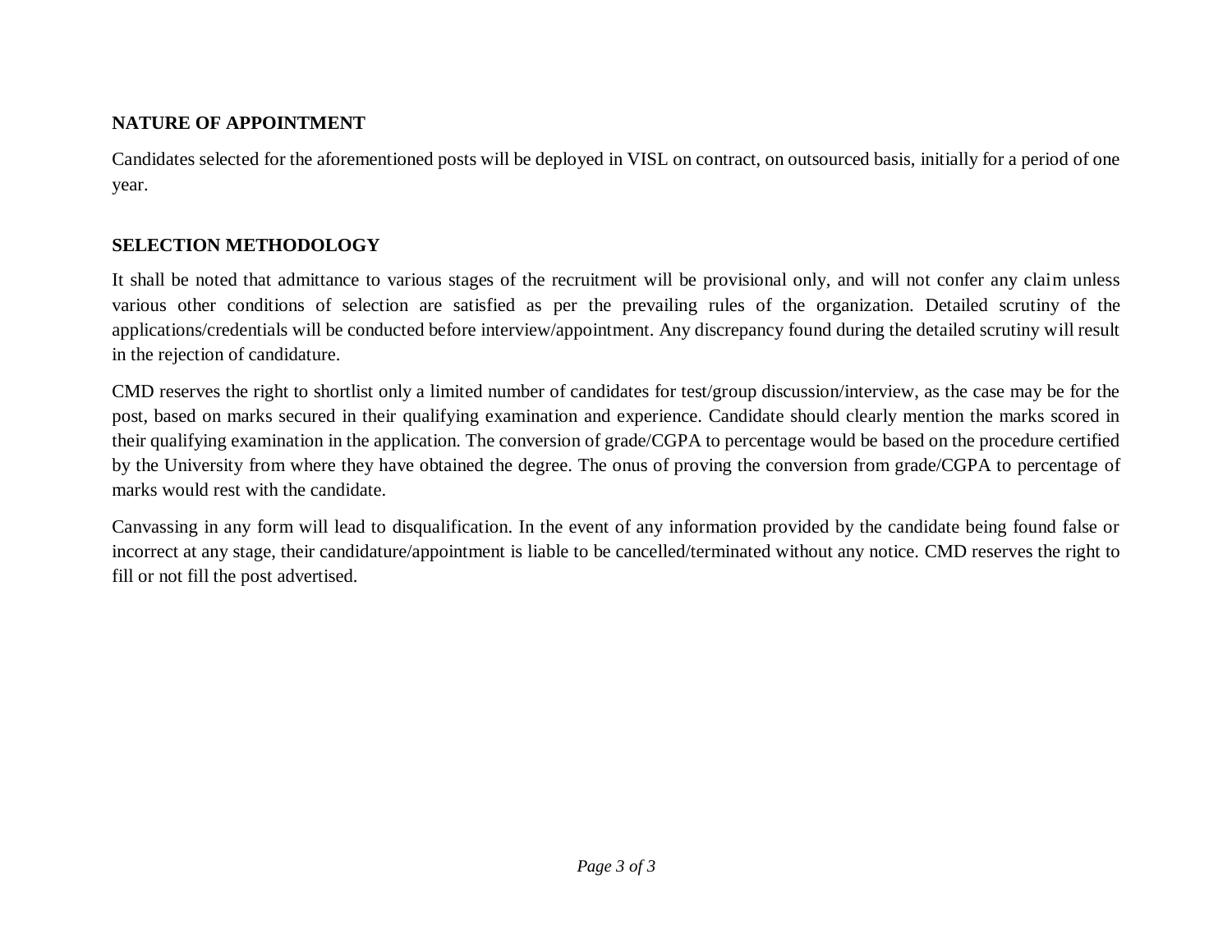## NATURE OF APPOINTMENT

Candidates selected for the aforementioned posts will be deployed in VISL on contract, on outsourced basis, initially for a period of one year.

## SELECTION METHODOLOGY

It shall be noted that admittance to various stages of the recruitment will be provisional only, and will not confer any claim unless various other conditions of selection are satisfied as per the prevailing rules of the organization. Detailed scrutiny of the applications/credentials will be conducted before interview/appointment. Any discrepancy found during the detailed scrutiny will result in the rejection of candidature.

CMD reserves the right to shortlist only a limited number of candidates for test/group discussion/interview, as the case may be for the post, based on marks secured in their qualifying examination and experience. Candidate should clearly mention the marks scored in their qualifying examination in the application. The conversion of grade/CGPA to percentage would be based on the procedure certified by the University from where they have obtained the degree. The onus of proving the conversion from grade/CGPA to percentage of marks would rest with the candidate.

Canvassing in any form will lead to disqualification. In the event of any information provided by the candidate being found false or incorrect at any stage, their candidature/appointment is liable to be cancelled/terminated without any notice. CMD reserves the right to fill or not fill the post advertised.